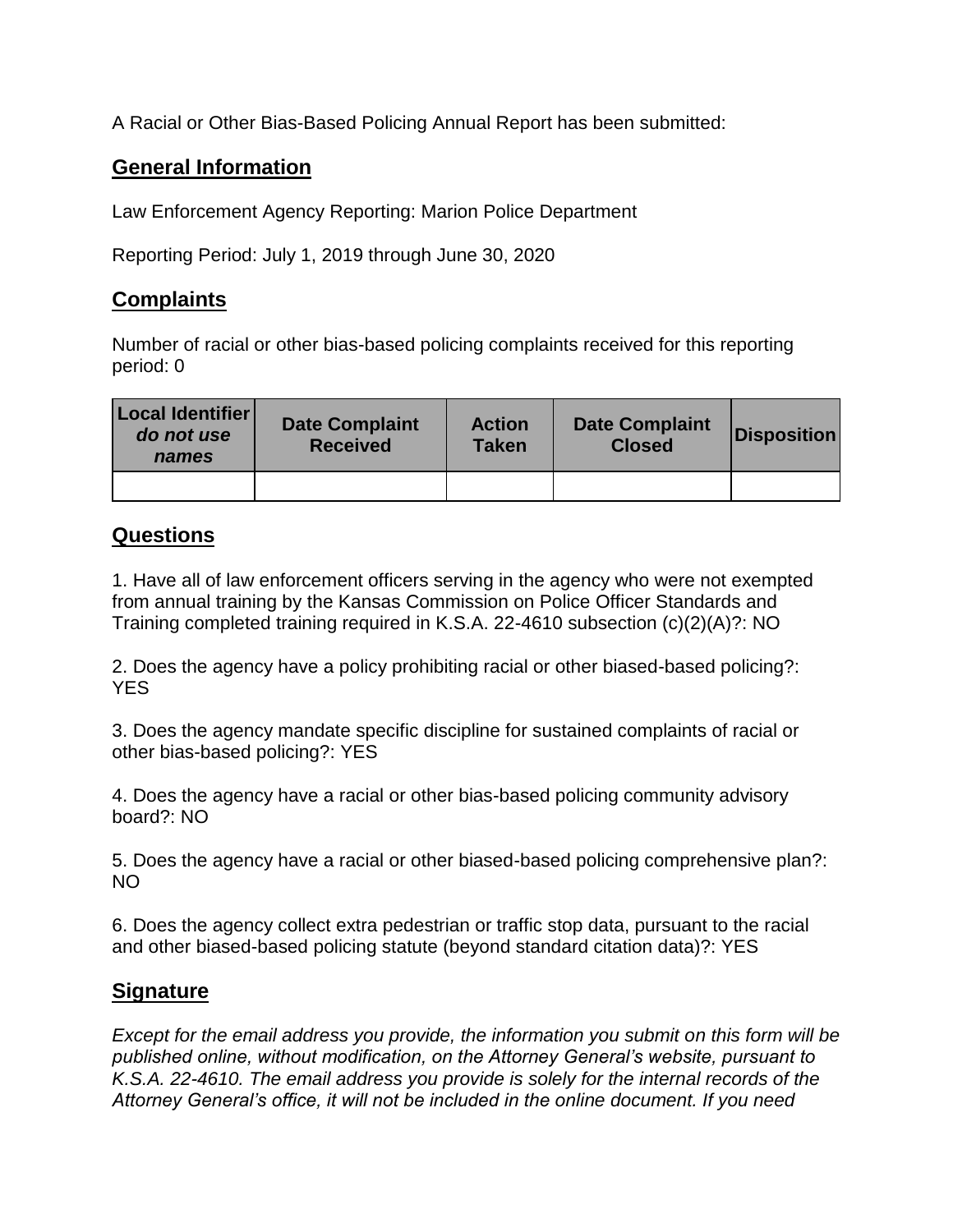A Racial or Other Bias-Based Policing Annual Report has been submitted:

## General Information

Law Enforcement Agency Reporting: Marion Police Department

Reporting Period: July 1, 2019 through June 30, 2020

## Complaints

Number of racial or other bias-based policing complaints received for this reporting period: 0

| **Local Identifier** ***do not use names*** | **Date Complaint Received** | **Action Taken** | **Date Complaint Closed** | **Disposition** |
|---|---|---|---|---|
| | | | | |

## Questions

1. Have all of law enforcement officers serving in the agency who were not exempted from annual training by the Kansas Commission on Police Officer Standards and Training completed training required in K.S.A. 22-4610 subsection (c)(2)(A)?: NO

2. Does the agency have a policy prohibiting racial or other biased-based policing?: YES

3. Does the agency mandate specific discipline for sustained complaints of racial or other bias-based policing?: YES

4. Does the agency have a racial or other bias-based policing community advisory board?: NO

5. Does the agency have a racial or other biased-based policing comprehensive plan?: NO

6. Does the agency collect extra pedestrian or traffic stop data, pursuant to the racial and other biased-based policing statute (beyond standard citation data)?: YES

## Signature

*Except for the email address you provide, the information you submit on this form will be published online, without modification, on the Attorney General's website, pursuant to K.S.A. 22-4610. The email address you provide is solely for the internal records of the Attorney General's office, it will not be included in the online document. If you need*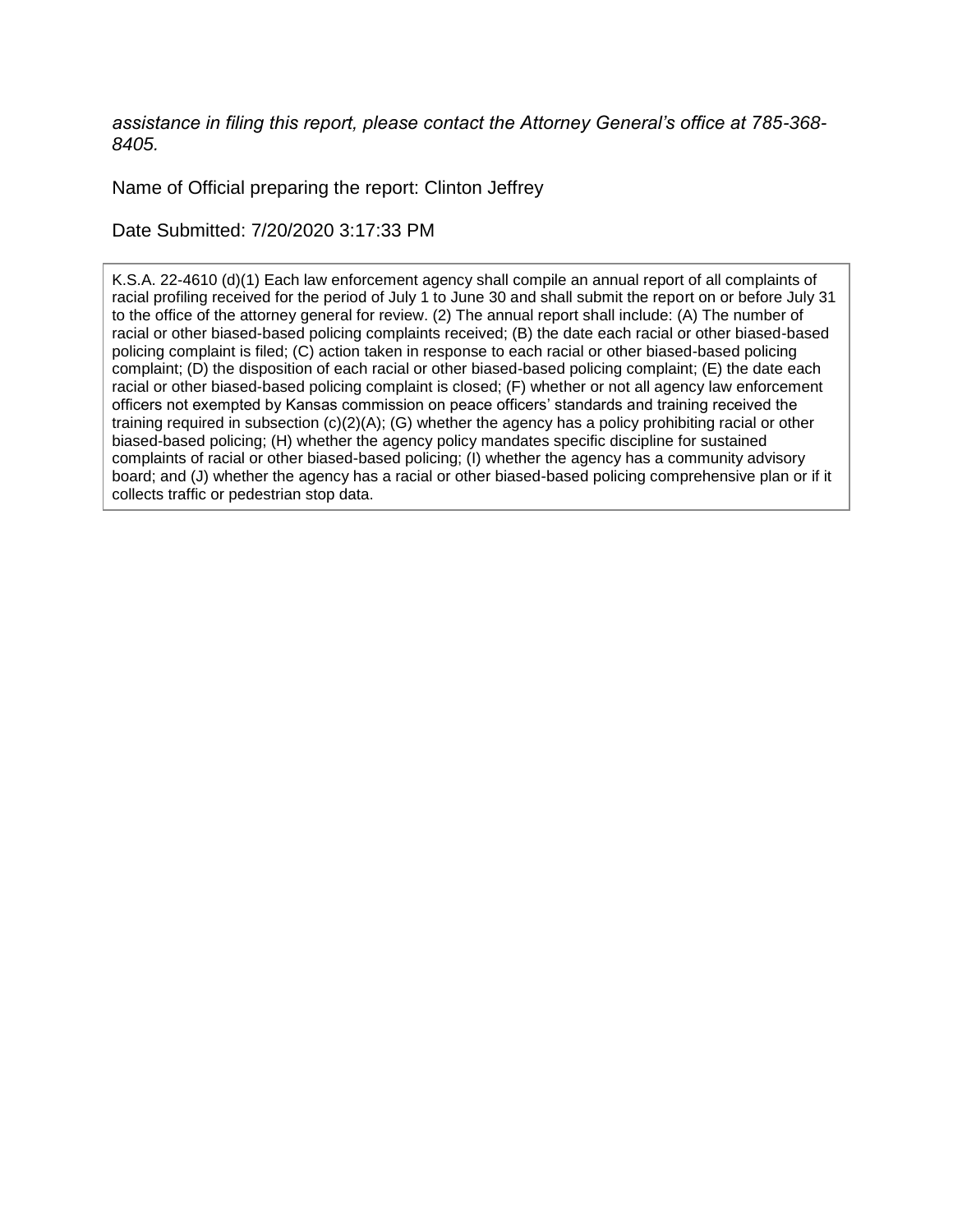*assistance in filing this report, please contact the Attorney General's office at 785-368-8405.*

Name of Official preparing the report: Clinton Jeffrey

Date Submitted: 7/20/2020 3:17:33 PM

K.S.A. 22-4610 (d)(1) Each law enforcement agency shall compile an annual report of all complaints of racial profiling received for the period of July 1 to June 30 and shall submit the report on or before July 31 to the office of the attorney general for review. (2) The annual report shall include: (A) The number of racial or other biased-based policing complaints received; (B) the date each racial or other biased-based policing complaint is filed; (C) action taken in response to each racial or other biased-based policing complaint; (D) the disposition of each racial or other biased-based policing complaint; (E) the date each racial or other biased-based policing complaint is closed; (F) whether or not all agency law enforcement officers not exempted by Kansas commission on peace officers' standards and training received the training required in subsection (c)(2)(A); (G) whether the agency has a policy prohibiting racial or other biased-based policing; (H) whether the agency policy mandates specific discipline for sustained complaints of racial or other biased-based policing; (I) whether the agency has a community advisory board; and (J) whether the agency has a racial or other biased-based policing comprehensive plan or if it collects traffic or pedestrian stop data.